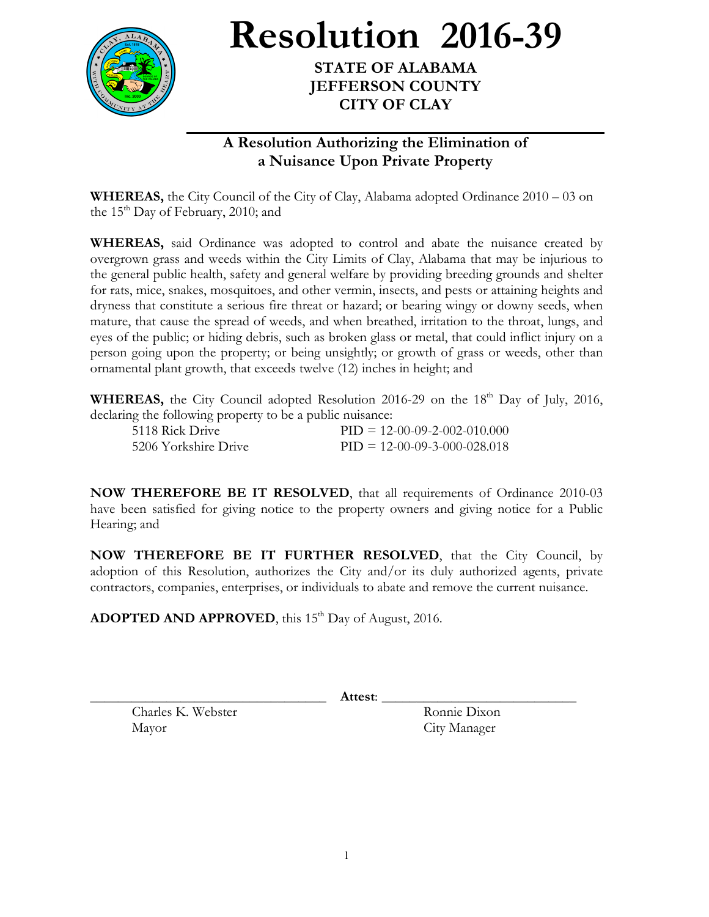# Resolution 2016-39

**STATE OF ALABAMA**
**JEFFERSON COUNTY**
**CITY OF CLAY**

## A Resolution Authorizing the Elimination of a Nuisance Upon Private Property

**WHEREAS,** the City Council of the City of Clay, Alabama adopted Ordinance 2010 – 03 on the 15th Day of February, 2010; and

**WHEREAS,** said Ordinance was adopted to control and abate the nuisance created by overgrown grass and weeds within the City Limits of Clay, Alabama that may be injurious to the general public health, safety and general welfare by providing breeding grounds and shelter for rats, mice, snakes, mosquitoes, and other vermin, insects, and pests or attaining heights and dryness that constitute a serious fire threat or hazard; or bearing wingy or downy seeds, when mature, that cause the spread of weeds, and when breathed, irritation to the throat, lungs, and eyes of the public; or hiding debris, such as broken glass or metal, that could inflict injury on a person going upon the property; or being unsightly; or growth of grass or weeds, other than ornamental plant growth, that exceeds twelve (12) inches in height; and

**WHEREAS,** the City Council adopted Resolution 2016-29 on the 18th Day of July, 2016, declaring the following property to be a public nuisance:

| | |
|---|---|
| 5118 Rick Drive | PID = 12-00-09-2-002-010.000 |
| 5206 Yorkshire Drive | PID = 12-00-09-3-000-028.018 |

**NOW THEREFORE BE IT RESOLVED**, that all requirements of Ordinance 2010-03 have been satisfied for giving notice to the property owners and giving notice for a Public Hearing; and

**NOW THEREFORE BE IT FURTHER RESOLVED**, that the City Council, by adoption of this Resolution, authorizes the City and/or its duly authorized agents, private contractors, companies, enterprises, or individuals to abate and remove the current nuisance.

**ADOPTED AND APPROVED**, this 15th Day of August, 2016.

___________________________________ **Attest**: ____________________________

Charles K. Webster
Mayor

Ronnie Dixon
City Manager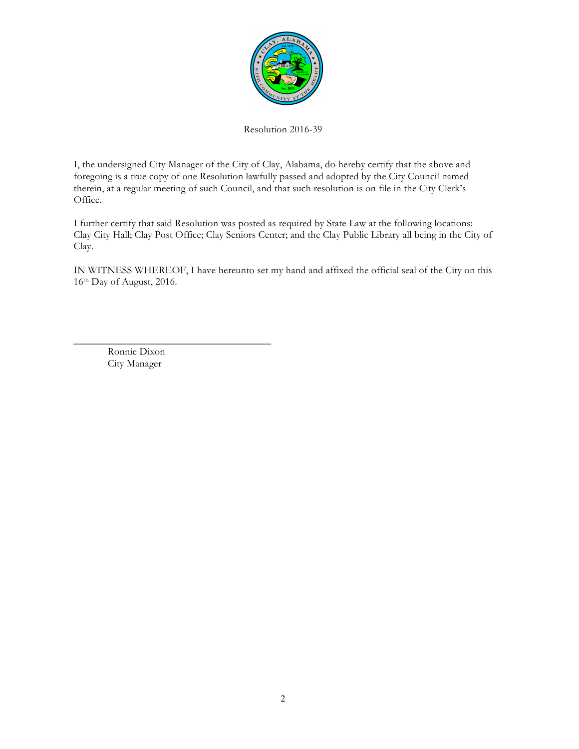Resolution 2016-39

I, the undersigned City Manager of the City of Clay, Alabama, do hereby certify that the above and foregoing is a true copy of one Resolution lawfully passed and adopted by the City Council named therein, at a regular meeting of such Council, and that such resolution is on file in the City Clerk's Office.

I further certify that said Resolution was posted as required by State Law at the following locations: Clay City Hall; Clay Post Office; Clay Seniors Center; and the Clay Public Library all being in the City of Clay.

IN WITNESS WHEREOF, I have hereunto set my hand and affixed the official seal of the City on this 16th Day of August, 2016.

\_\_\_\_\_\_\_\_\_\_\_\_\_\_\_\_\_\_\_\_\_\_\_\_\_\_\_\_\_\_\_\_\_\_\_\_\_\_\_\_

Ronnie Dixon
City Manager